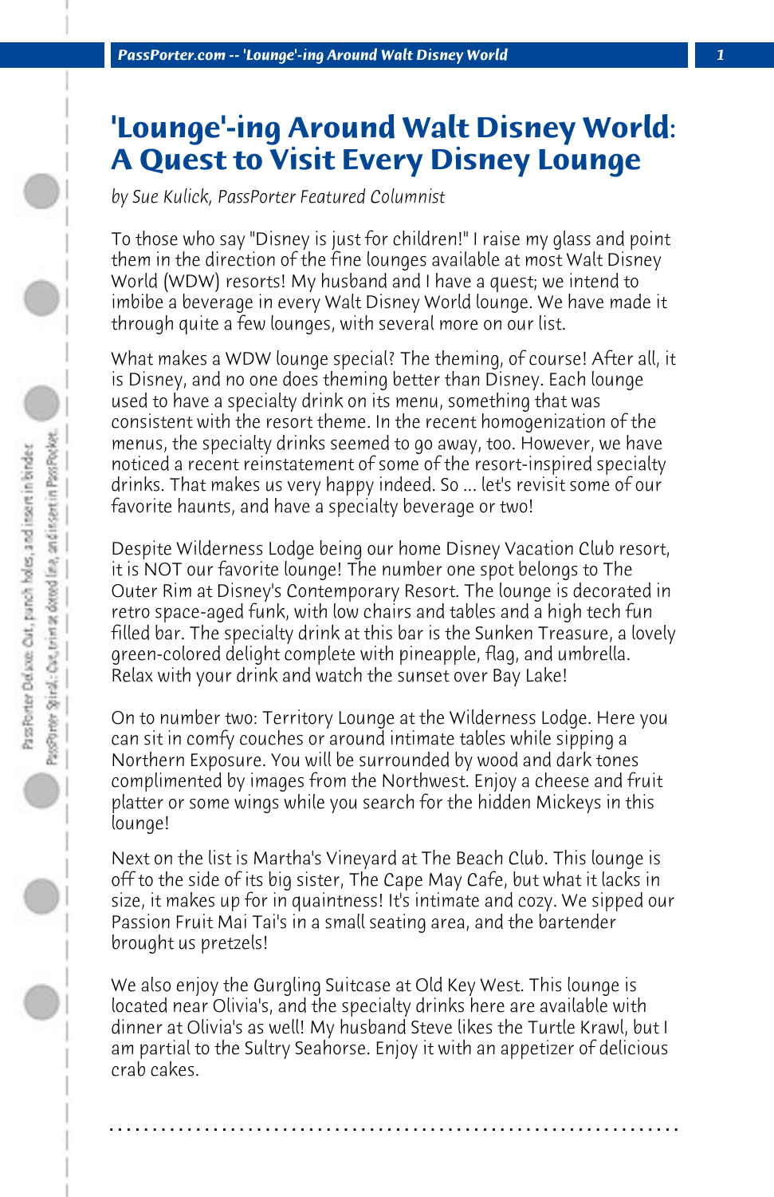# 'Lounge'-ing Around Walt Disney World: A Quest to Visit Every Disney Lounge

*by Sue Kulick, PassPorter Featured Columnist*

To those who say "Disney is just for children!" I raise my glass and point them in the direction of the fine lounges available at most Walt Disney World (WDW) resorts! My husband and I have a quest; we intend to imbibe a beverage in every Walt Disney World lounge. We have made it through quite a few lounges, with several more on our list.

What makes a WDW lounge special? The theming, of course! After all, it is Disney, and no one does theming better than Disney. Each lounge used to have a specialty drink on its menu, something that was consistent with the resort theme. In the recent homogenization of the menus, the specialty drinks seemed to go away, too. However, we have noticed a recent reinstatement of some of the resort-inspired specialty drinks. That makes us very happy indeed. So ... let's revisit some of our favorite haunts, and have a specialty beverage or two!

Despite Wilderness Lodge being our home Disney Vacation Club resort, it is NOT our favorite lounge! The number one spot belongs to The Outer Rim at Disney's Contemporary Resort. The lounge is decorated in retro space-aged funk, with low chairs and tables and a high tech fun filled bar. The specialty drink at this bar is the Sunken Treasure, a lovely green-colored delight complete with pineapple, flag, and umbrella. Relax with your drink and watch the sunset over Bay Lake!

On to number two: Territory Lounge at the Wilderness Lodge. Here you can sit in comfy couches or around intimate tables while sipping a Northern Exposure. You will be surrounded by wood and dark tones complimented by images from the Northwest. Enjoy a cheese and fruit platter or some wings while you search for the hidden Mickeys in this lounge!

Next on the list is Martha's Vineyard at The Beach Club. This lounge is off to the side of its big sister, The Cape May Cafe, but what it lacks in size, it makes up for in quaintness! It's intimate and cozy. We sipped our Passion Fruit Mai Tai's in a small seating area, and the bartender brought us pretzels!

We also enjoy the Gurgling Suitcase at Old Key West. This lounge is located near Olivia's, and the specialty drinks here are available with dinner at Olivia's as well! My husband Steve likes the Turtle Krawl, but I am partial to the Sultry Seahorse. Enjoy it with an appetizer of delicious crab cakes.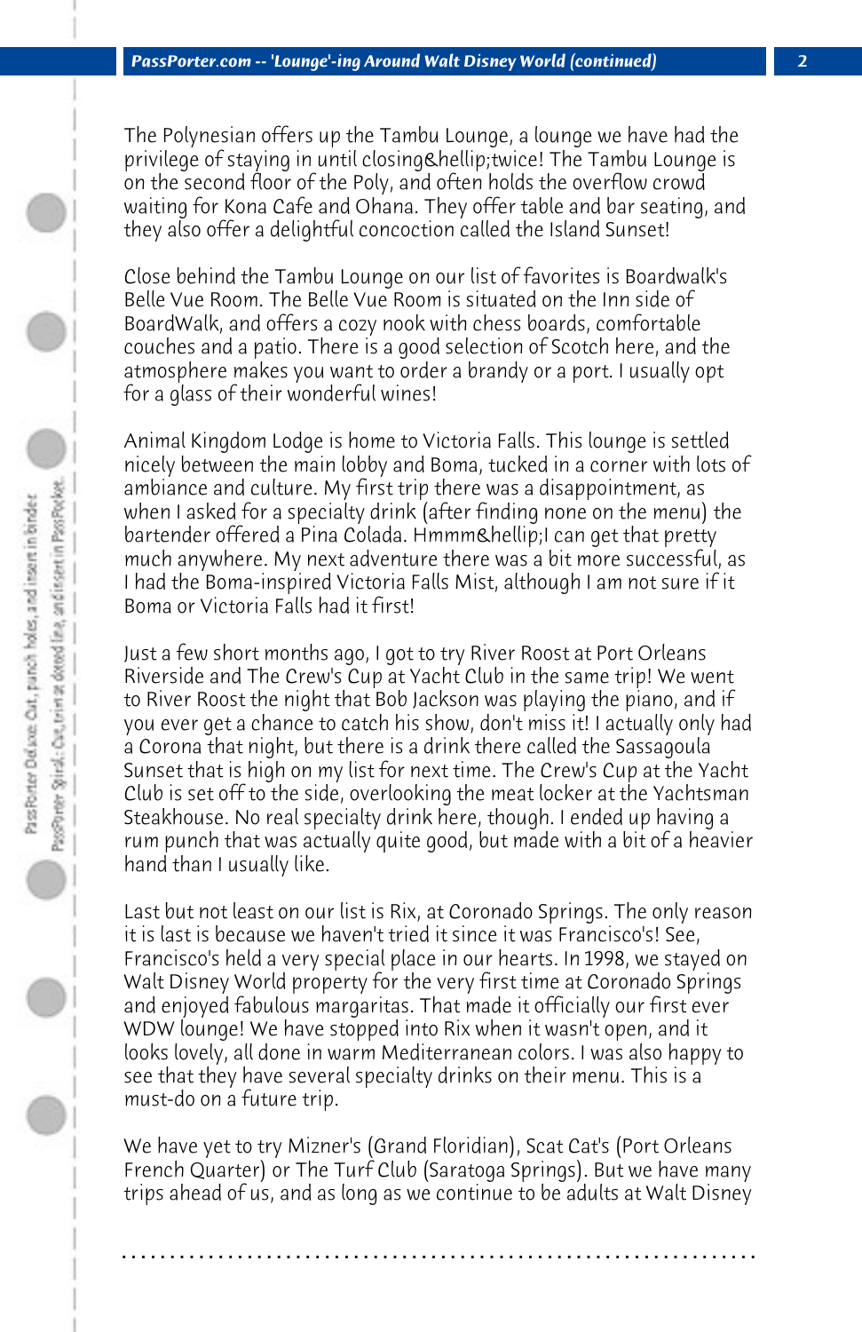The Polynesian offers up the Tambu Lounge, a lounge we have had the privilege of staying in until closing&hellip;twice! The Tambu Lounge is on the second floor of the Poly, and often holds the overflow crowd waiting for Kona Cafe and Ohana. They offer table and bar seating, and they also offer a delightful concoction called the Island Sunset!

Close behind the Tambu Lounge on our list of favorites is Boardwalk's Belle Vue Room. The Belle Vue Room is situated on the Inn side of BoardWalk, and offers a cozy nook with chess boards, comfortable couches and a patio. There is a good selection of Scotch here, and the atmosphere makes you want to order a brandy or a port. I usually opt for a glass of their wonderful wines!

Animal Kingdom Lodge is home to Victoria Falls. This lounge is settled nicely between the main lobby and Boma, tucked in a corner with lots of ambiance and culture. My first trip there was a disappointment, as when I asked for a specialty drink (after finding none on the menu) the bartender offered a Pina Colada. Hmmm&hellip;I can get that pretty much anywhere. My next adventure there was a bit more successful, as I had the Boma-inspired Victoria Falls Mist, although I am not sure if it Boma or Victoria Falls had it first!

Just a few short months ago, I got to try River Roost at Port Orleans Riverside and The Crew's Cup at Yacht Club in the same trip! We went to River Roost the night that Bob Jackson was playing the piano, and if you ever get a chance to catch his show, don't miss it! I actually only had a Corona that night, but there is a drink there called the Sassagoula Sunset that is high on my list for next time. The Crew's Cup at the Yacht Club is set off to the side, overlooking the meat locker at the Yachtsman Steakhouse. No real specialty drink here, though. I ended up having a rum punch that was actually quite good, but made with a bit of a heavier hand than I usually like.

Last but not least on our list is Rix, at Coronado Springs. The only reason it is last is because we haven't tried it since it was Francisco's! See, Francisco's held a very special place in our hearts. In 1998, we stayed on Walt Disney World property for the very first time at Coronado Springs and enjoyed fabulous margaritas. That made it officially our first ever WDW lounge! We have stopped into Rix when it wasn't open, and it looks lovely, all done in warm Mediterranean colors. I was also happy to see that they have several specialty drinks on their menu. This is a must-do on a future trip.

We have yet to try Mizner's (Grand Floridian), Scat Cat's (Port Orleans French Quarter) or The Turf Club (Saratoga Springs). But we have many trips ahead of us, and as long as we continue to be adults at Walt Disney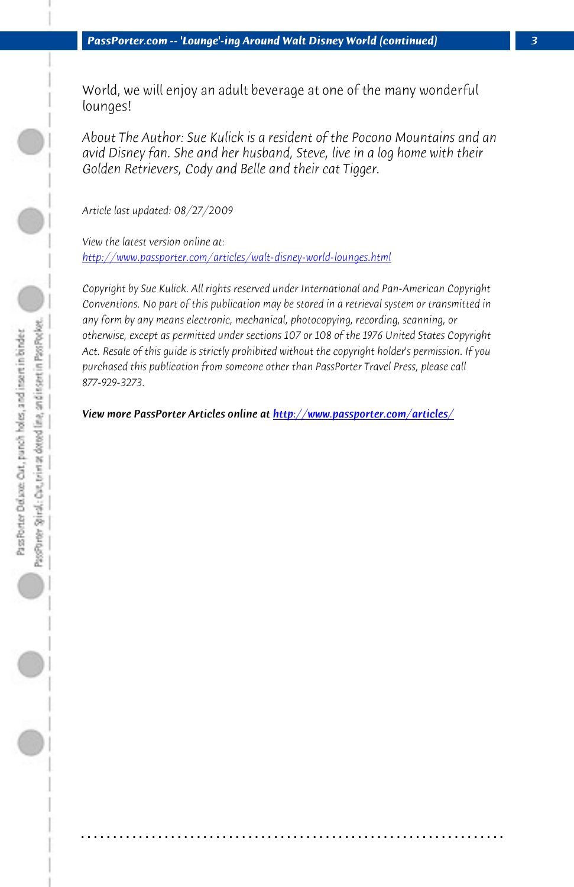World, we will enjoy an adult beverage at one of the many wonderful lounges!

*About The Author: Sue Kulick is a resident of the Pocono Mountains and an avid Disney fan. She and her husband, Steve, live in a log home with their Golden Retrievers, Cody and Belle and their cat Tigger.*

*Article last updated: 08/27/2009*

*View the latest version online at:*
*http://www.passporter.com/articles/walt-disney-world-lounges.html*

*Copyright by Sue Kulick. All rights reserved under International and Pan-American Copyright Conventions. No part of this publication may be stored in a retrieval system or transmitted in any form by any means electronic, mechanical, photocopying, recording, scanning, or otherwise, except as permitted under sections 107 or 108 of the 1976 United States Copyright Act. Resale of this guide is strictly prohibited without the copyright holder's permission. If you purchased this publication from someone other than PassPorter Travel Press, please call 877-929-3273.*

***View more PassPorter Articles online at http://www.passporter.com/articles/***